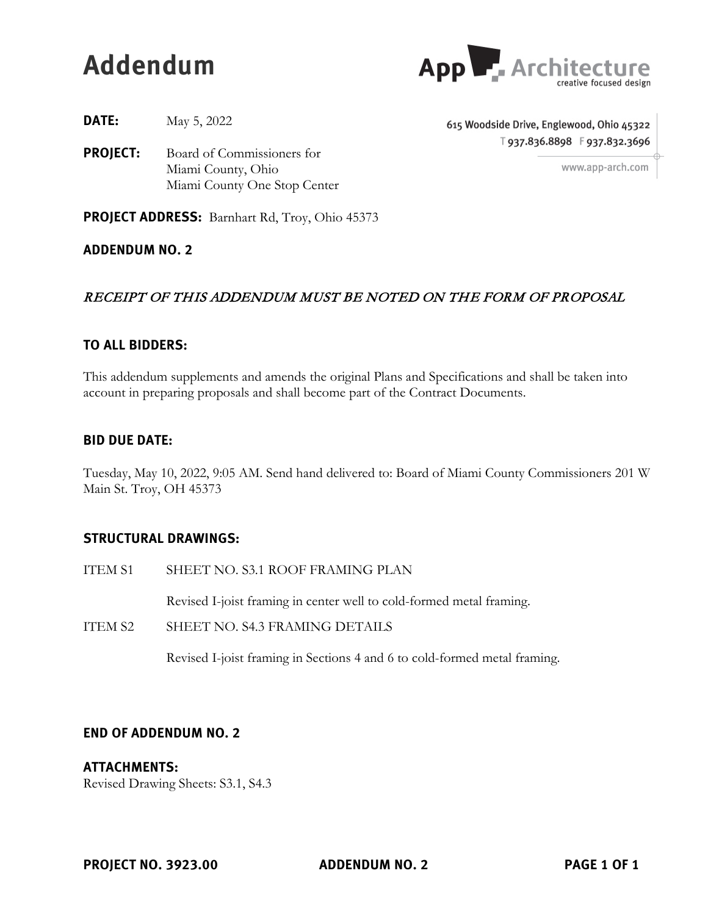# Addendum

**App Architecture**
creative focused design

615 Woodside Drive, Englewood, Ohio 45322
T 937.836.8898 F 937.832.3696
www.app-arch.com

**DATE:** May 5, 2022

**PROJECT:** Board of Commissioners for
Miami County, Ohio
Miami County One Stop Center

**PROJECT ADDRESS:** Barnhart Rd, Troy, Ohio 45373

**ADDENDUM NO. 2**

*RECEIPT OF THIS ADDENDUM MUST BE NOTED ON THE FORM OF PROPOSAL*

## TO ALL BIDDERS:

This addendum supplements and amends the original Plans and Specifications and shall be taken into account in preparing proposals and shall become part of the Contract Documents.

## BID DUE DATE:

Tuesday, May 10, 2022, 9:05 AM. Send hand delivered to: Board of Miami County Commissioners 201 W Main St. Troy, OH 45373

## STRUCTURAL DRAWINGS:

ITEM S1 SHEET NO. S3.1 ROOF FRAMING PLAN

Revised I-joist framing in center well to cold-formed metal framing.

ITEM S2 SHEET NO. S4.3 FRAMING DETAILS

Revised I-joist framing in Sections 4 and 6 to cold-formed metal framing.

**END OF ADDENDUM NO. 2**

**ATTACHMENTS:**
Revised Drawing Sheets: S3.1, S4.3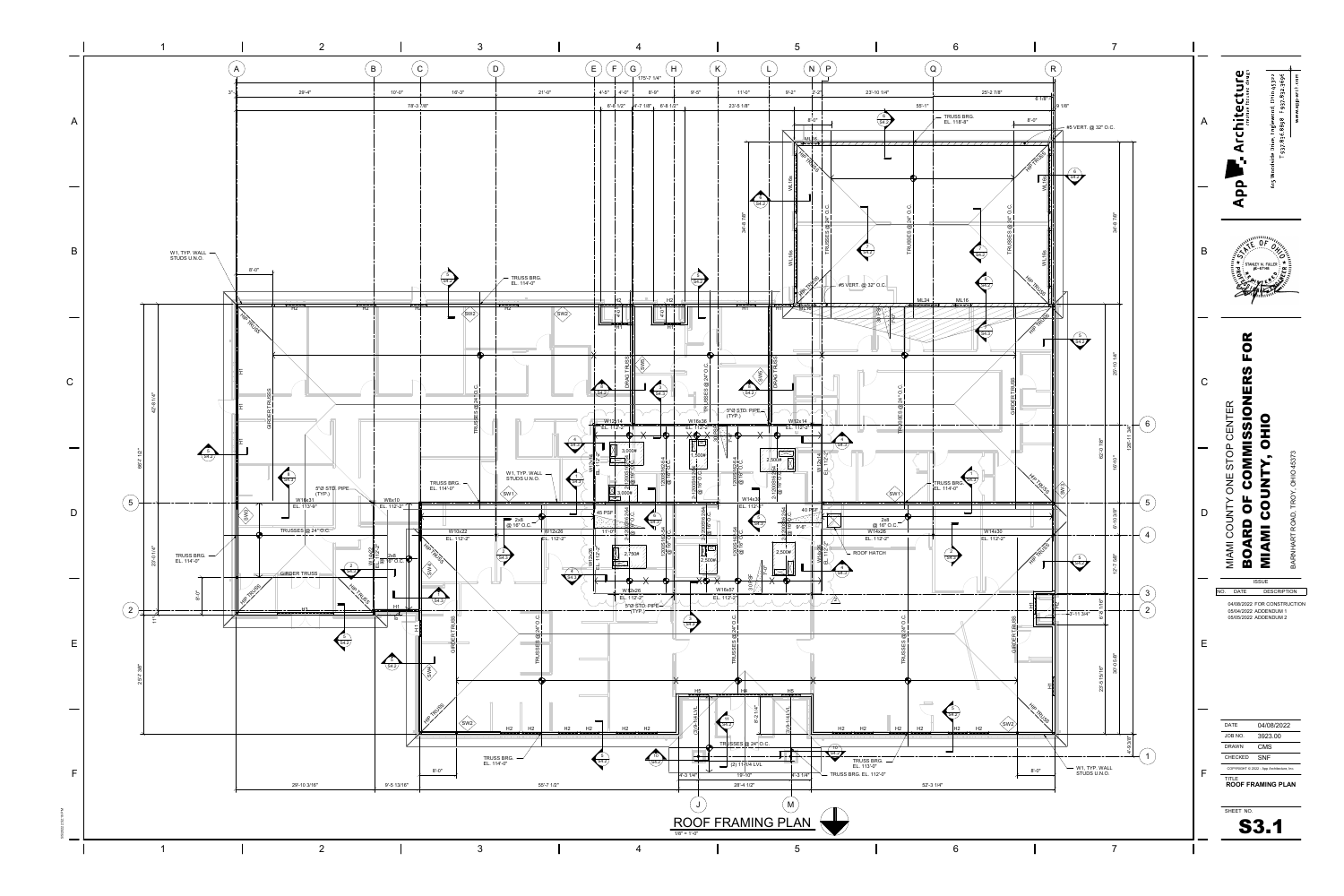# ROOF FRAMING PLAN

1/8" = 1'-0"

**App Architecture** — creative, focused design

615 Woodside Drive, Englewood, Ohio 45322
T 937.836.8898 F 937.832.3696
www.apparch.com

STATE OF OHIO — STANLEY N. FULLER — REGISTERED ENGINEER

MIAMI COUNTY ONE STOP CENTER

**BOARD OF COMMISSIONERS FOR MIAMI COUNTY, OHIO**

BARNHART ROAD, TROY, OHIO 45373

| ISSUE | | |
|---|---|---|
| NO. | DATE | DESCRIPTION |
| | 04/08/2022 | FOR CONSTRUCTION |
| | 05/04/2022 | ADDENDUM 1 |
| | 05/05/2022 | ADDENDUM 2 |

| | |
|---|---|
| DATE | 04/08/2022 |
| JOB NO. | 3923.00 |
| DRAWN | CMS |
| CHECKED | SNF |

COPYRIGHT © 2022 - App Architecture, Inc.

TITLE: ROOF FRAMING PLAN

SHEET NO.: **S3.1**

## Plan Notes

- W1, TYP. WALL STUDS U.N.O.
- TRUSS BRG. EL. 114'-0"
- TRUSS BRG. EL. 118'-8"
- TRUSS BRG. EL. 113'-0"
- TRUSS BRG. EL. 112'-0"
- TRUSSES @ 24" O.C.
- GIRDER TRUSS
- HIP TRUSS
- 5"Ø STD. PIPE (TYP.)
- #5 VERT. @ 32" O.C.
- ROOF HATCH
- 2x8 @ 16" O.C.
- (2) 11-7/8" LVL
- W16x31 EL. 113'-9"
- W8x10 EL. 112'-2"
- W10x22 EL. 112'-2"
- W12x26 EL. 112'-2"
- W12x14 EL. 112'-2"
- W16x36 EL. 112'-2"
- W14x30 EL. 112'-2"
- W14x26 EL. 112'-2"
- W16x57 EL. 112'-2"
- 45 PSF; 40 PSF
- 1,550#; 2,500#; 3,000#; 2,750#
- 1200S162-54 @ 16" O.C.
- ML24; ML16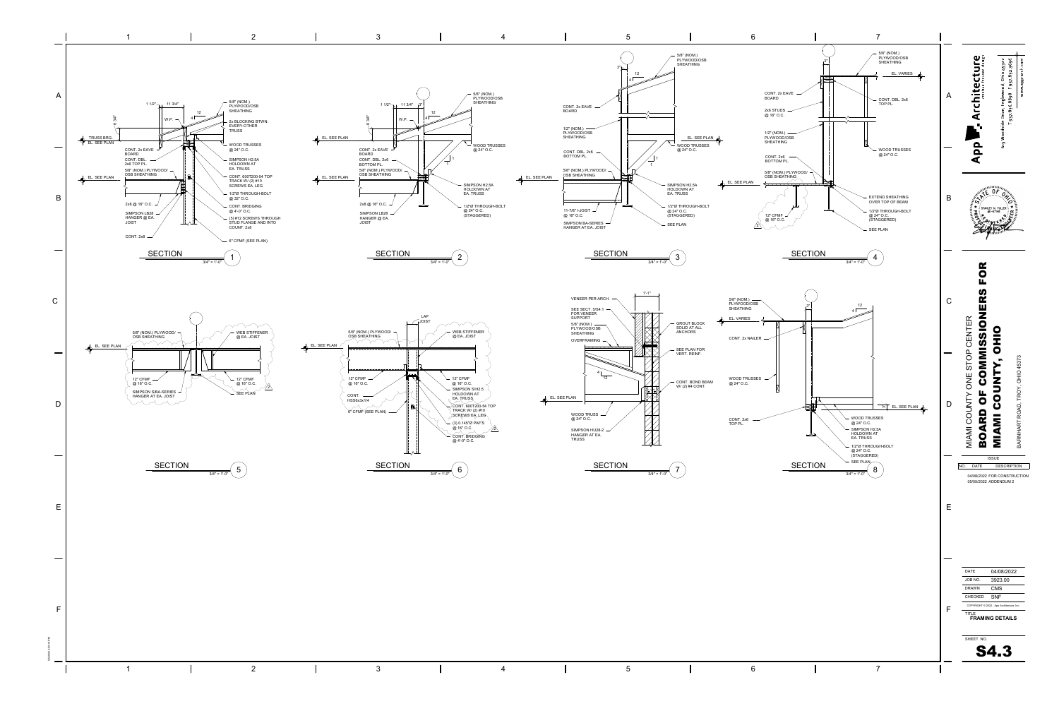# FRAMING DETAILS

## SECTION 1 (3/4" = 1'-0")

- 1 1/2"
- 11 3/4"
- 6 3/4"
- W.P.
- 12 / 4
- TRUSS BRG. EL. SEE PLAN
- EL. SEE PLAN
- CONT. 2x EAVE BOARD
- CONT. DBL. 2x6 TOP PL.
- 5/8" (NOM.) PLYWOOD/ OSB SHEATHING
- 2x8 @ 16" O.C.
- SIMPSON LB28 HANGER @ EA. JOIST
- CONT. 2x8
- 5/8" (NOM.) PLYWOOD/OSB SHEATHING
- 2x BLOCKING BTWN. EVERY-OTHER TRUSS
- WOOD TRUSSES @ 24" O.C.
- SIMPSON H2.5A HOLDOWN AT EA. TRUSS
- CONT. 600T200-54 TOP TRACK W/ (2) #10 SCREWS EA. LEG
- 1/2"Ø THROUGH-BOLT @ 32" O.C.
- CONT. BRIDGING @ 4'-0" O.C.
- (5) #12 SCREWS THROUGH STUD FLANGE AND INTO CONT. 2x8
- 6" CFMF (SEE PLAN)

## SECTION 2 (3/4" = 1'-0")

- 1 1/2"
- 11 3/4"
- 3"
- 6 3/4"
- W.P.
- 12 / 4
- 1 / 1
- EL. SEE PLAN
- EL. SEE PLAN
- CONT. 2x EAVE BOARD
- CONT. DBL. 2x6 BOTTOM PL.
- 5/8" (NOM.) PLYWOOD/ OSB SHEATHING
- 2x8 @ 16" O.C.
- SIMPSON LB28 HANGER @ EA. JOIST
- 5/8" (NOM.) PLYWOOD/OSB SHEATHING
- WOOD TRUSSES @ 24" O.C.
- SIMPSON H2.5A HOLDOWN AT EA. TRUSS
- 1/2"Ø THROUGH-BOLT @ 24" O.C. (STAGGERED)

## SECTION 3 (3/4" = 1'-0")

- 3"
- 12 / 4
- 1 / 1
- CONT. 2x EAVE BOARD
- 1/2" (NOM.) PLYWOOD/OSB SHEATHING
- CONT. DBL. 2x6 BOTTOM PL.
- 5/8" (NOM.) PLYWOOD/ OSB SHEATHING
- EL. SEE PLAN
- 11-7/8" I-JOIST @ 16" O.C.
- SIMPSON BA-SERIES HANGER AT EA. JOIST
- 5/8" (NOM.) PLYWOOD/OSB SHEATHING
- EL. SEE PLAN
- WOOD TRUSSES @ 24" O.C.
- SIMPSON H2.5A HOLDOWN AT EA. TRUSS
- 1/2"Ø THROUGH-BOLT @ 24" O.C. (STAGGERED)
- SEE PLAN

## SECTION 4 (3/4" = 1'-0")

- 3"
- CONT. 2x EAVE BOARD
- 2x6 STUDS @ 16" O.C.
- 1/2" (NOM.) PLYWOOD/OSB SHEATHING
- CONT. 2x6 BOTTOM PL.
- 5/8" (NOM.) PLYWOOD/ OSB SHEATHING
- EL. SEE PLAN
- 12" CFMF @ 16" O.C.
- 2
- 5/8" (NOM.) PLYWOOD/OSB SHEATHING
- EL. VARIES
- CONT. DBL. 2x6 TOP PL.
- WOOD TRUSSES @ 24" O.C.
- EXTEND SHEATHING OVER TOP OF BEAM
- 1/2"Ø THROUGH-BOLT @ 24" O.C. (STAGGERED)
- SEE PLAN

## SECTION 5 (3/4" = 1'-0")

- EL. SEE PLAN
- 5/8" (NOM.) PLYWOOD/ OSB SHEATHING
- 12" CFMF @ 16" O.C.
- SIMPSON S/BA-SERIES HANGER AT EA. JOIST
- WEB STIFFENER @ EA. JOIST
- 12" CFMF @ 16" O.C.
- SEE PLAN
- 2

## SECTION 6 (3/4" = 1'-0")

- EL. SEE PLAN
- 5/8" (NOM.) PLYWOOD/ OSB SHEATHING
- 12" CFMF @ 16" O.C.
- CONT. HSS6x3x1/4
- 6" CFMF (SEE PLAN)
- LAP JOIST
- WEB STIFFENER @ EA. JOIST
- 12" CFMF @ 16" O.C.
- SIMPSON S/H2.5 HOLDOWN AT EA. TRUSS
- CONT. 600T200-54 TOP TRACK W/ (2) #10 SCREWS EA. LEG
- (3) 0.145"Ø PAF'S @ 16" O.C.
- CONT. BRIDGING @ 4'-0" O.C.
- 2

## SECTION 7 (3/4" = 1'-0")

- 1'-1"
- VENEER PER ARCH.
- SEE SECT. 5/S4.1 FOR VENEER SUPPORT
- 5/8" (NOM.) PLYWOOD/OSB SHEATHING
- OVERFRAMING
- 4 / 12
- EL. SEE PLAN
- WOOD TRUSS @ 24" O.C.
- SIMPSON HU28-2 HANGER AT EA. TRUSS
- GROUT BLOCK SOLID AT ALL ANCHORS
- SEE PLAN FOR VERT. REINF.
- CONT. BOND BEAM W/ (2) #4 CONT.

## SECTION 8 (3/4" = 1'-0")

- 3"
- 12 / 4
- 5/8" (NOM.) PLYWOOD/OSB SHEATHING
- EL. VARIES
- CONT. 2x NAILER
- WOOD TRUSSES @ 24" O.C.
- CONT. 2x6 TOP PL.
- 1
- EL. SEE PLAN
- WOOD TRUSSES @ 24" O.C.
- SIMPSON H2.5A HOLDOWN AT EA. TRUSS
- 1/2"Ø THROUGH-BOLT @ 24" O.C. (STAGGERED)
- SEE PLAN

---

App Architecture — creative. flexible. design

615 Woodside Drive, Englewood, Ohio 45322 | T 937.836.8898 | F 937.832.3696 | www.appart.com

STATE OF OHIO — STANLEY N. FULLER — REGISTERED PROFESSIONAL ENGINEER

MIAMI COUNTY ONE STOP CENTER

**BOARD OF COMMISSIONERS FOR MIAMI COUNTY, OHIO**

BARNHART ROAD, TROY, OHIO 45373

| ISSUE | | |
|---|---|---|
| NO. | DATE | DESCRIPTION |
| | 04/08/2022 | FOR CONSTRUCTION |
| | 05/05/2022 | ADDENDUM 2 |

| | |
|---|---|
| DATE | 04/08/2022 |
| JOB NO. | 3923.00 |
| DRAWN | CMS |
| CHECKED | SNF |

COPYRIGHT © 2022 - App Architecture, Inc.

TITLE: **FRAMING DETAILS**

SHEET NO. **S4.3**